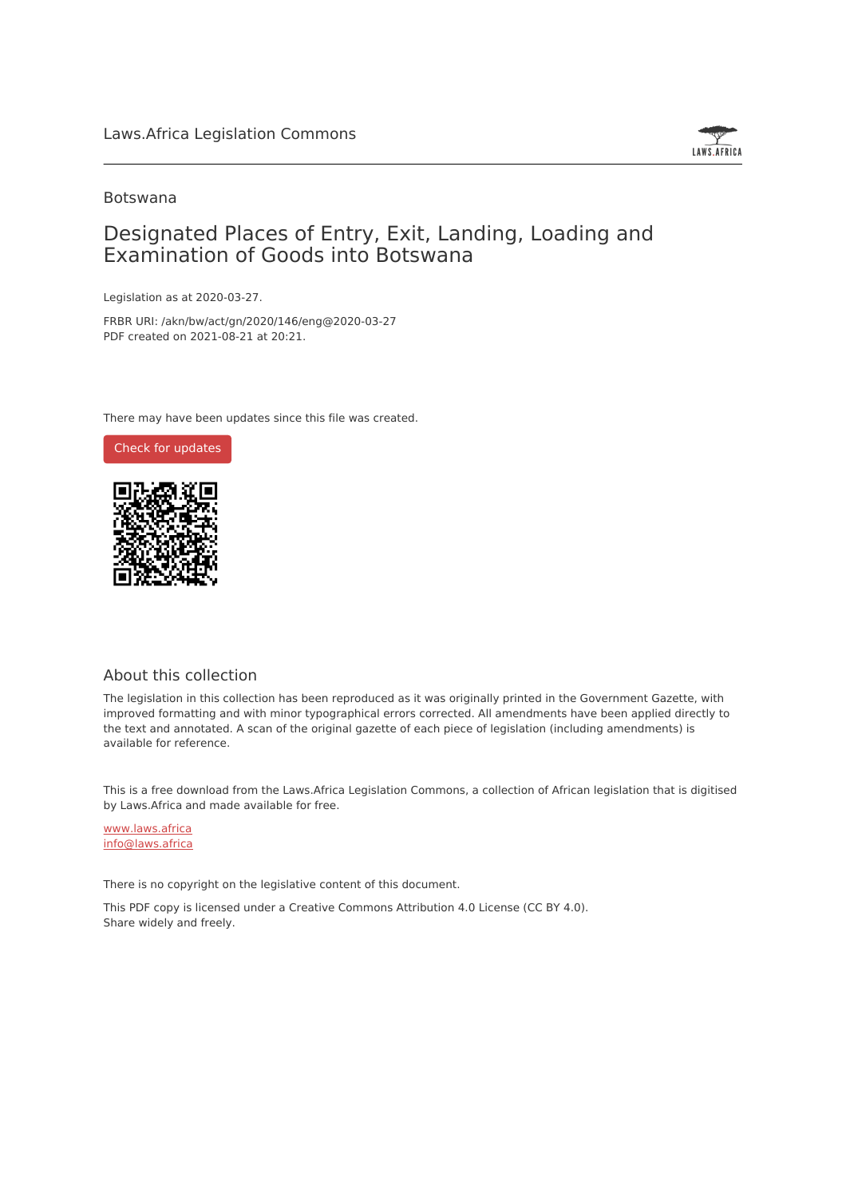Laws.Africa Legislation Commons

Botswana

# Designated Places of Entry, Exit, Landing, Loading and Examination of Goods into Botswana

Legislation as at 2020-03-27.

FRBR URI: /akn/bw/act/gn/2020/146/eng@2020-03-27
PDF created on 2021-08-21 at 20:21.

There may have been updates since this file was created.

Check for updates

## About this collection

The legislation in this collection has been reproduced as it was originally printed in the Government Gazette, with improved formatting and with minor typographical errors corrected. All amendments have been applied directly to the text and annotated. A scan of the original gazette of each piece of legislation (including amendments) is available for reference.

This is a free download from the Laws.Africa Legislation Commons, a collection of African legislation that is digitised by Laws.Africa and made available for free.

www.laws.africa
info@laws.africa

There is no copyright on the legislative content of this document.

This PDF copy is licensed under a Creative Commons Attribution 4.0 License (CC BY 4.0).
Share widely and freely.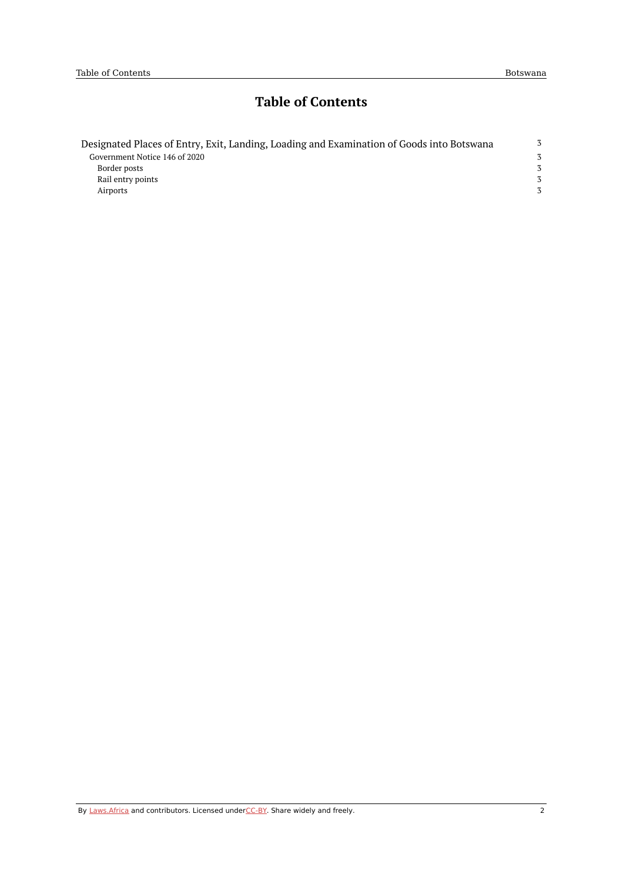# Table of Contents

| | |
|---|---|
| Designated Places of Entry, Exit, Landing, Loading and Examination of Goods into Botswana | 3 |
| Government Notice 146 of 2020 | 3 |
| Border posts | 3 |
| Rail entry points | 3 |
| Airports | 3 |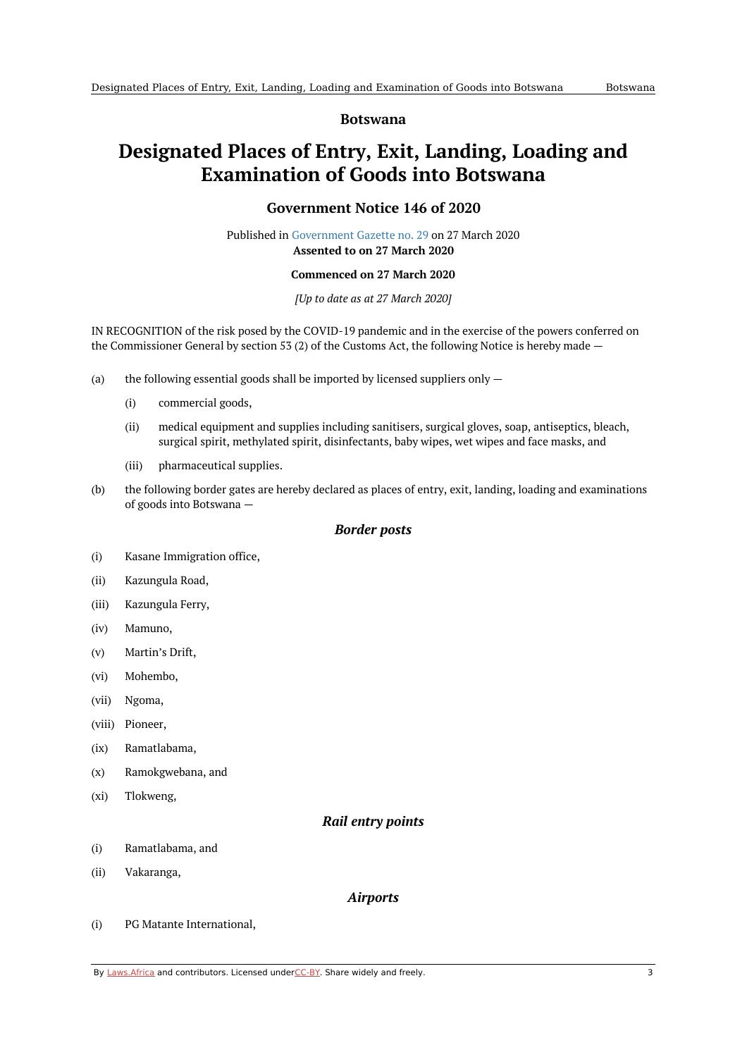**Botswana**

# Designated Places of Entry, Exit, Landing, Loading and Examination of Goods into Botswana

## Government Notice 146 of 2020

Published in Government Gazette no. 29 on 27 March 2020
**Assented to on 27 March 2020**

**Commenced on 27 March 2020**

*[Up to date as at 27 March 2020]*

IN RECOGNITION of the risk posed by the COVID-19 pandemic and in the exercise of the powers conferred on the Commissioner General by section 53 (2) of the Customs Act, the following Notice is hereby made —

(a) the following essential goods shall be imported by licensed suppliers only —

  (i) commercial goods,

  (ii) medical equipment and supplies including sanitisers, surgical gloves, soap, antiseptics, bleach, surgical spirit, methylated spirit, disinfectants, baby wipes, wet wipes and face masks, and

  (iii) pharmaceutical supplies.

(b) the following border gates are hereby declared as places of entry, exit, landing, loading and examinations of goods into Botswana —

### *Border posts*

(i) Kasane Immigration office,

(ii) Kazungula Road,

(iii) Kazungula Ferry,

(iv) Mamuno,

(v) Martin's Drift,

(vi) Mohembo,

(vii) Ngoma,

(viii) Pioneer,

(ix) Ramatlabama,

(x) Ramokgwebana, and

(xi) Tlokweng,

### *Rail entry points*

(i) Ramatlabama, and

(ii) Vakaranga,

### *Airports*

(i) PG Matante International,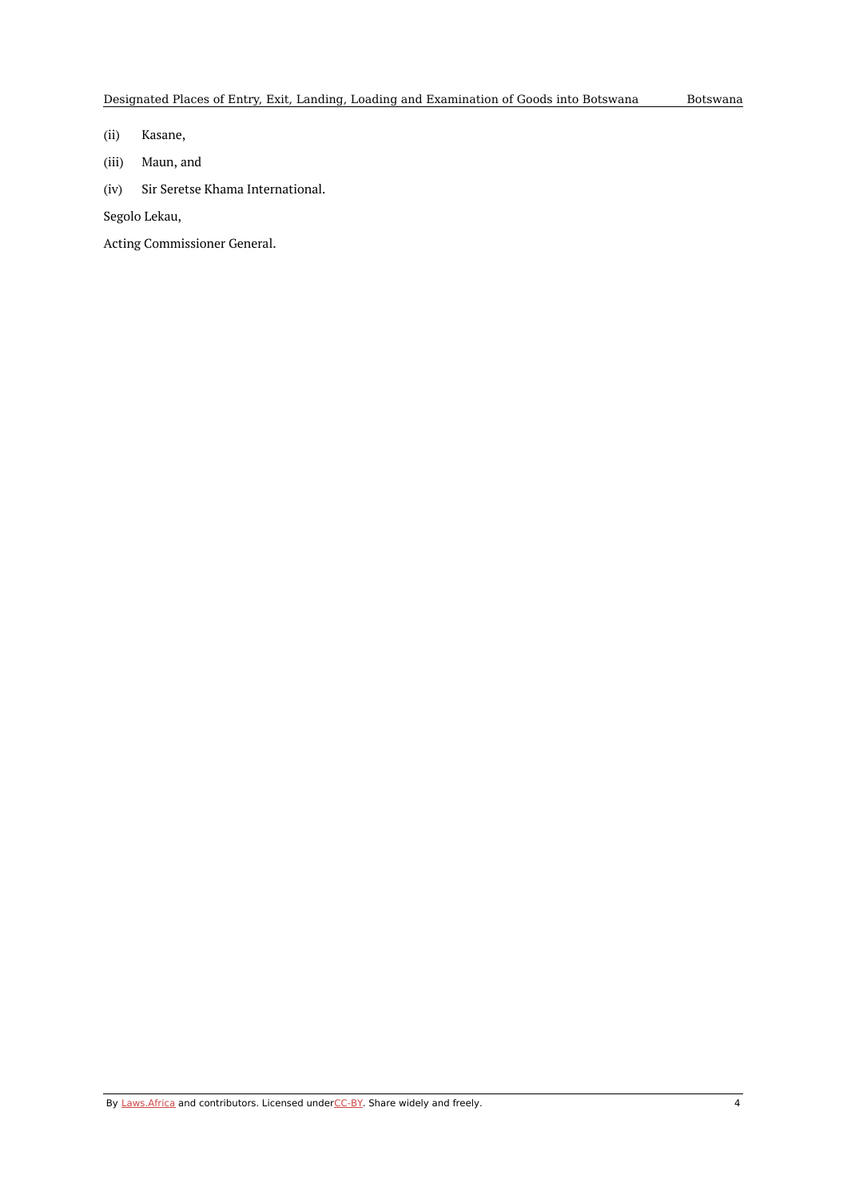(ii) Kasane,

(iii) Maun, and

(iv) Sir Seretse Khama International.

Segolo Lekau,

Acting Commissioner General.